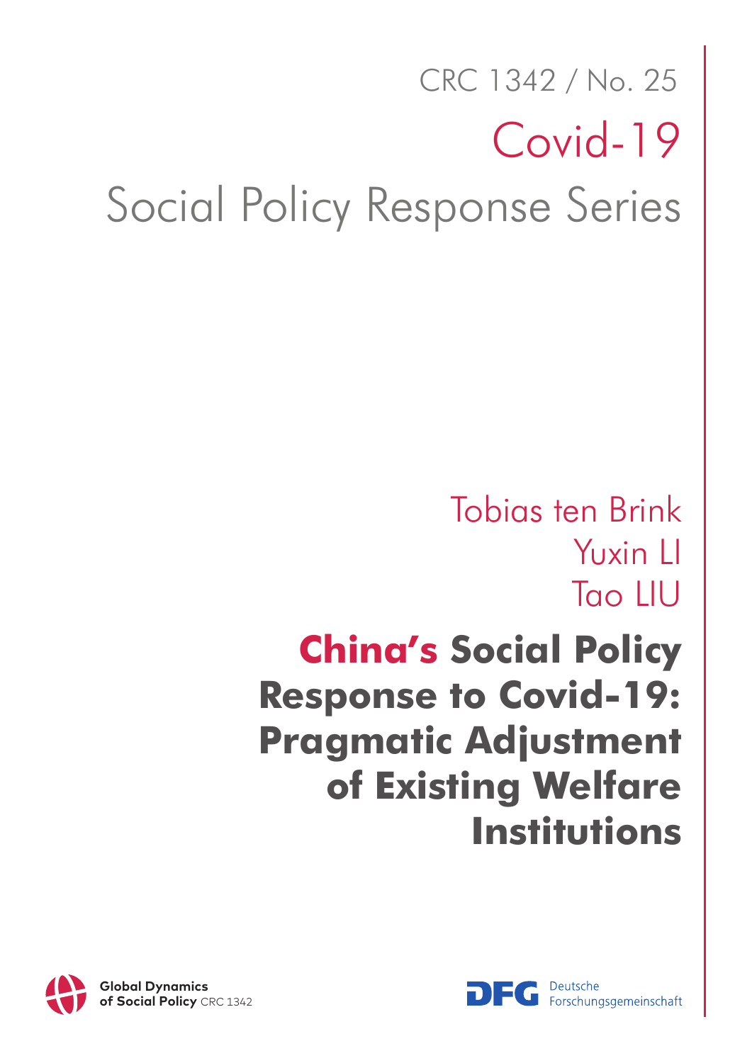CRC 1342 / No. 25

Covid-19

Social Policy Response Series

Tobias ten Brink
Yuxin LI
Tao LIU

# China's Social Policy Response to Covid-19: Pragmatic Adjustment of Existing Welfare Institutions

**Global Dynamics of Social Policy** CRC 1342

Deutsche Forschungsgemeinschaft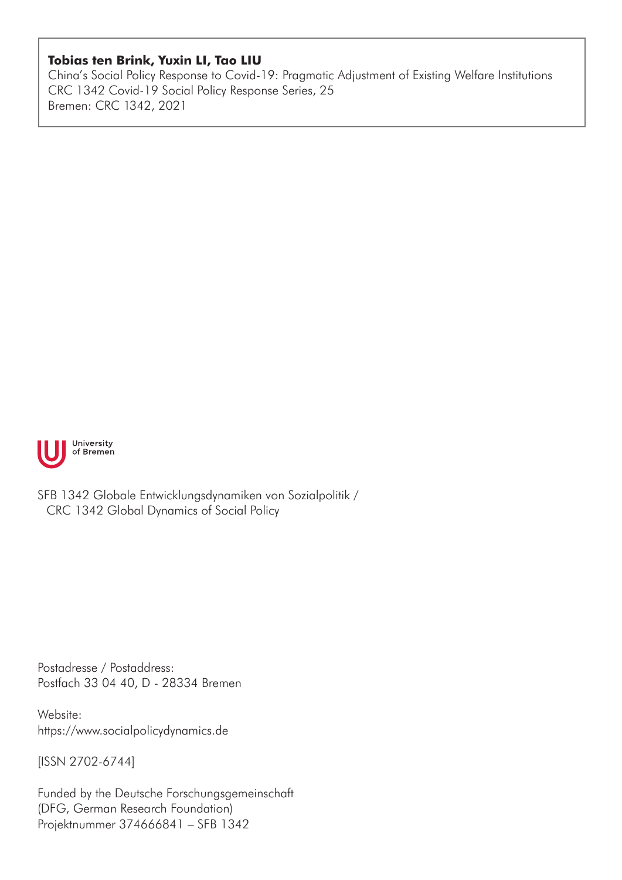**Tobias ten Brink, Yuxin LI, Tao LIU**
China's Social Policy Response to Covid-19: Pragmatic Adjustment of Existing Welfare Institutions
CRC 1342 Covid-19 Social Policy Response Series, 25
Bremen: CRC 1342, 2021

University of Bremen

SFB 1342 Globale Entwicklungsdynamiken von Sozialpolitik /
CRC 1342 Global Dynamics of Social Policy

Postadresse / Postaddress:
Postfach 33 04 40, D - 28334 Bremen

Website:
https://www.socialpolicydynamics.de

[ISSN 2702-6744]

Funded by the Deutsche Forschungsgemeinschaft
(DFG, German Research Foundation)
Projektnummer 374666841 – SFB 1342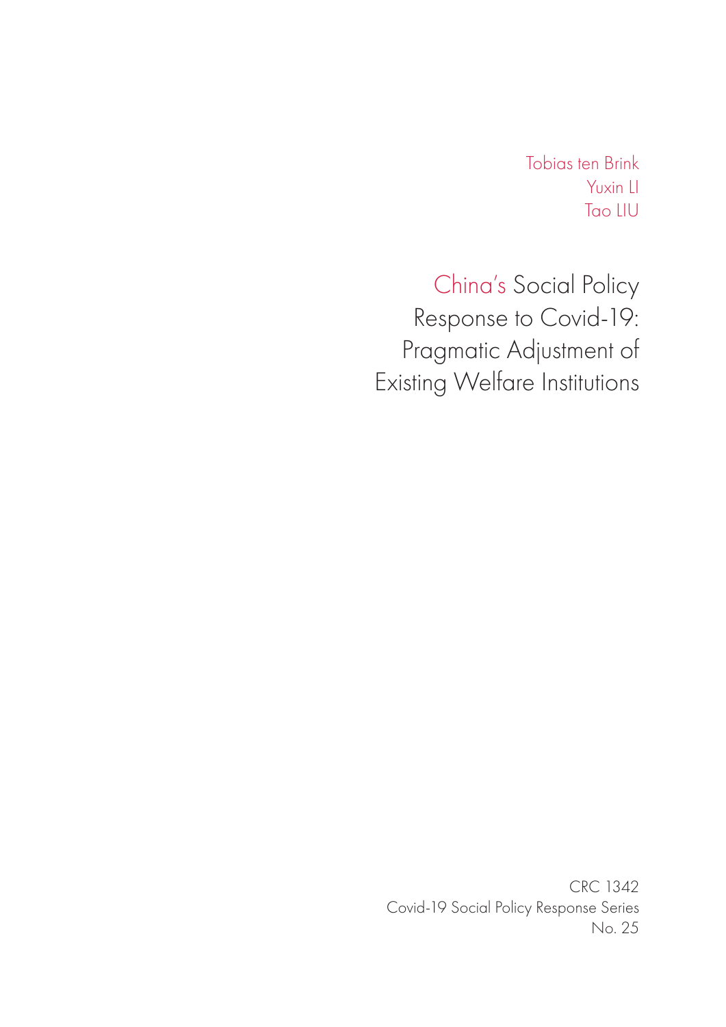Tobias ten Brink
Yuxin LI
Tao LIU

# China's Social Policy Response to Covid-19: Pragmatic Adjustment of Existing Welfare Institutions

CRC 1342
Covid-19 Social Policy Response Series
No. 25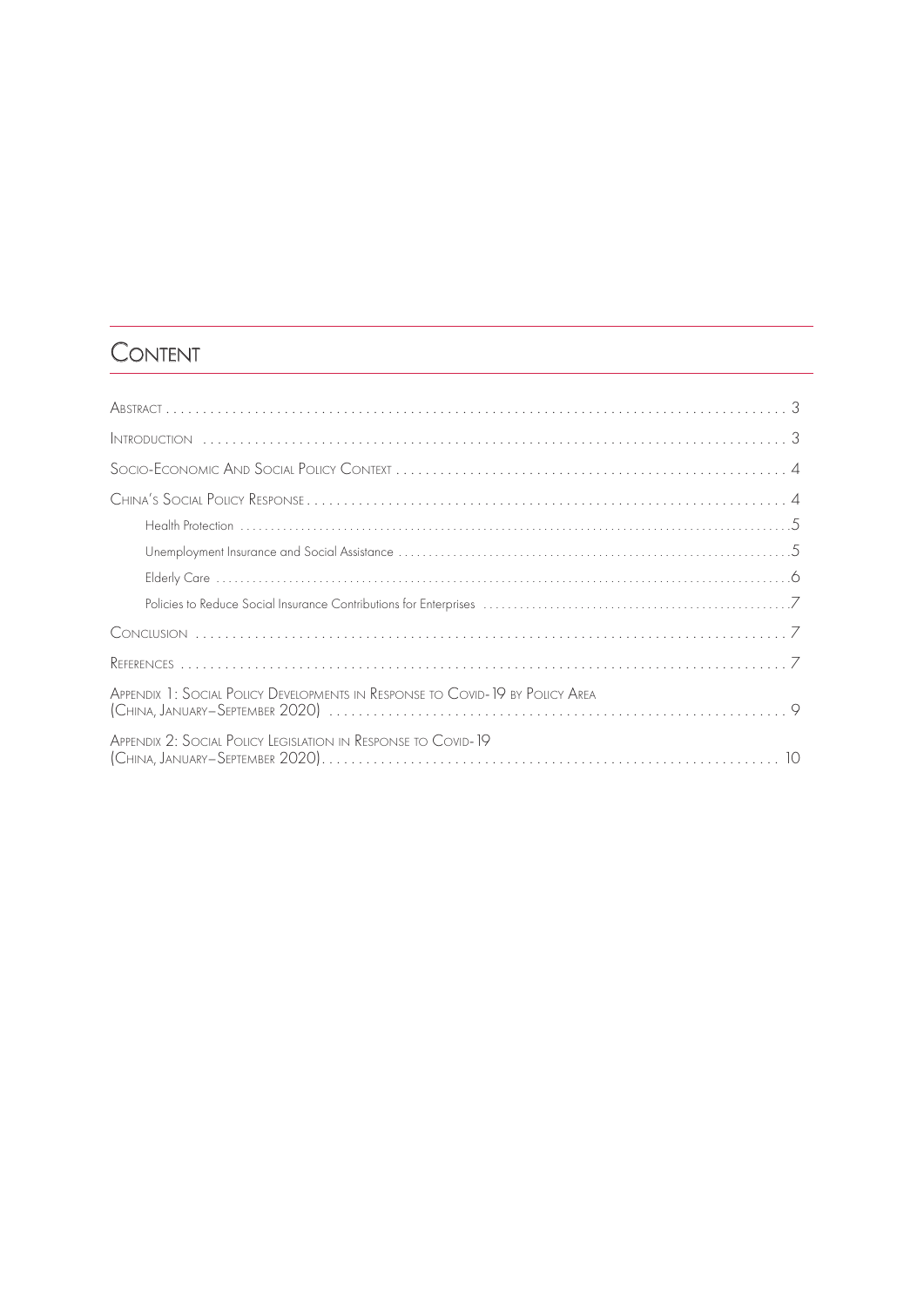# Content

- Abstract . . . . . 3
- Introduction . . . . . 3
- Socio-Economic And Social Policy Context . . . . . 4
- China's Social Policy Response . . . . . 4
  - Health Protection . . . . . 5
  - Unemployment Insurance and Social Assistance . . . . . 5
  - Elderly Care . . . . . 6
  - Policies to Reduce Social Insurance Contributions for Enterprises . . . . . 7
- Conclusion . . . . . 7
- References . . . . . 7
- Appendix 1: Social Policy Developments in Response to Covid-19 by Policy Area (China, January–September 2020) . . . . . 9
- Appendix 2: Social Policy Legislation in Response to Covid-19 (China, January–September 2020) . . . . . 10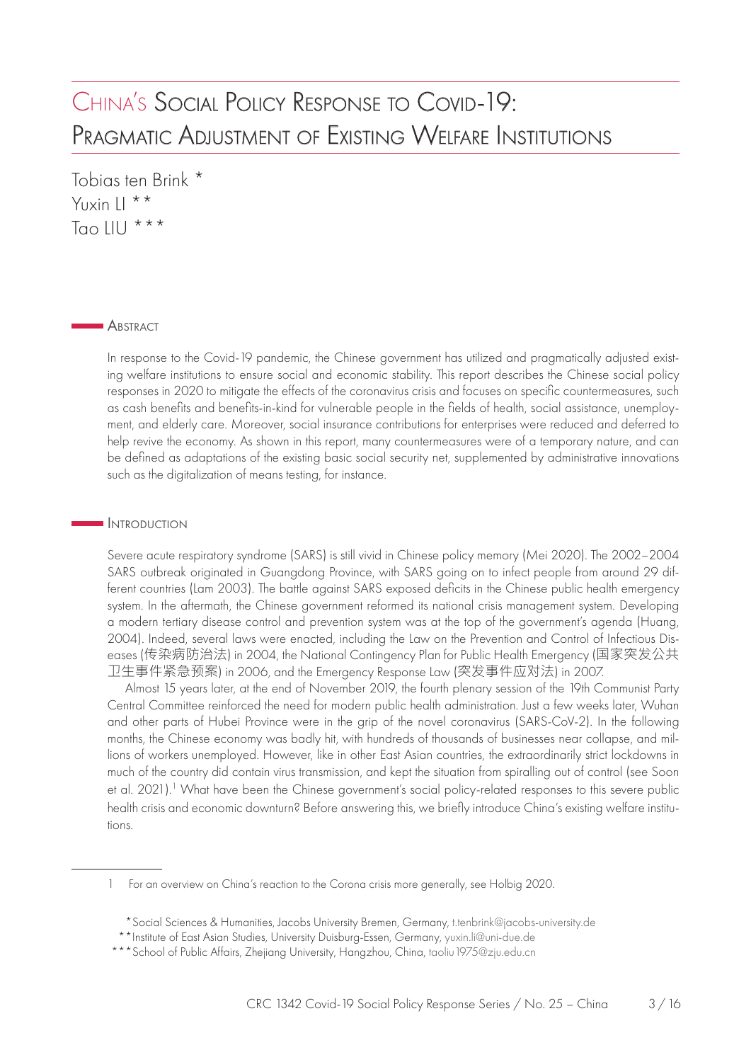# China's Social Policy Response to Covid-19: Pragmatic Adjustment of Existing Welfare Institutions

Tobias ten Brink *
Yuxin LI **
Tao LIU ***

## Abstract

In response to the Covid-19 pandemic, the Chinese government has utilized and pragmatically adjusted existing welfare institutions to ensure social and economic stability. This report describes the Chinese social policy responses in 2020 to mitigate the effects of the coronavirus crisis and focuses on specific countermeasures, such as cash benefits and benefits-in-kind for vulnerable people in the fields of health, social assistance, unemployment, and elderly care. Moreover, social insurance contributions for enterprises were reduced and deferred to help revive the economy. As shown in this report, many countermeasures were of a temporary nature, and can be defined as adaptations of the existing basic social security net, supplemented by administrative innovations such as the digitalization of means testing, for instance.

## Introduction

Severe acute respiratory syndrome (SARS) is still vivid in Chinese policy memory (Mei 2020). The 2002–2004 SARS outbreak originated in Guangdong Province, with SARS going on to infect people from around 29 different countries (Lam 2003). The battle against SARS exposed deficits in the Chinese public health emergency system. In the aftermath, the Chinese government reformed its national crisis management system. Developing a modern tertiary disease control and prevention system was at the top of the government's agenda (Huang, 2004). Indeed, several laws were enacted, including the Law on the Prevention and Control of Infectious Diseases (传染病防治法) in 2004, the National Contingency Plan for Public Health Emergency (国家突发公共卫生事件紧急预案) in 2006, and the Emergency Response Law (突发事件应对法) in 2007.

Almost 15 years later, at the end of November 2019, the fourth plenary session of the 19th Communist Party Central Committee reinforced the need for modern public health administration. Just a few weeks later, Wuhan and other parts of Hubei Province were in the grip of the novel coronavirus (SARS-CoV-2). In the following months, the Chinese economy was badly hit, with hundreds of thousands of businesses near collapse, and millions of workers unemployed. However, like in other East Asian countries, the extraordinarily strict lockdowns in much of the country did contain virus transmission, and kept the situation from spiralling out of control (see Soon et al. 2021).[1] What have been the Chinese government's social policy-related responses to this severe public health crisis and economic downturn? Before answering this, we briefly introduce China's existing welfare institutions.

---

1 For an overview on China's reaction to the Corona crisis more generally, see Holbig 2020.

\* Social Sciences & Humanities, Jacobs University Bremen, Germany, t.tenbrink@jacobs-university.de

\*\* Institute of East Asian Studies, University Duisburg-Essen, Germany, yuxin.li@uni-due.de

\*\*\* School of Public Affairs, Zhejiang University, Hangzhou, China, taoliu1975@zju.edu.cn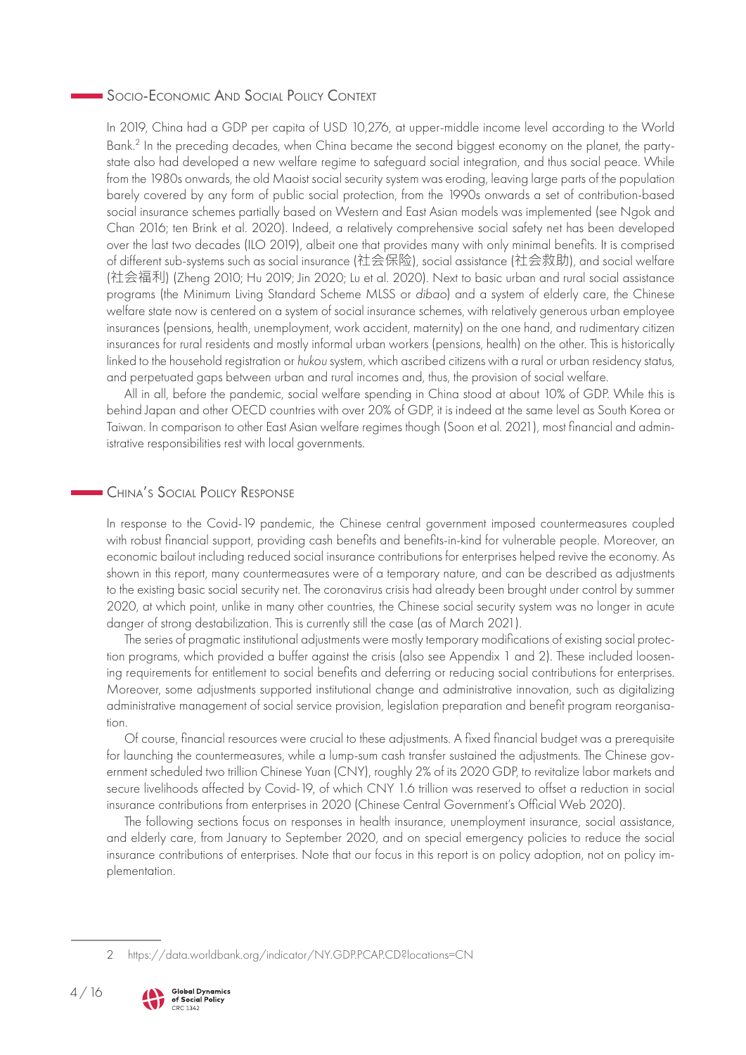## Socio-Economic And Social Policy Context

In 2019, China had a GDP per capita of USD 10,276, at upper-middle income level according to the World Bank.[2] In the preceding decades, when China became the second biggest economy on the planet, the party-state also had developed a new welfare regime to safeguard social integration, and thus social peace. While from the 1980s onwards, the old Maoist social security system was eroding, leaving large parts of the population barely covered by any form of public social protection, from the 1990s onwards a set of contribution-based social insurance schemes partially based on Western and East Asian models was implemented (see Ngok and Chan 2016; ten Brink et al. 2020). Indeed, a relatively comprehensive social safety net has been developed over the last two decades (ILO 2019), albeit one that provides many with only minimal benefits. It is comprised of different sub-systems such as social insurance (社会保险), social assistance (社会救助), and social welfare (社会福利) (Zheng 2010; Hu 2019; Jin 2020; Lu et al. 2020). Next to basic urban and rural social assistance programs (the Minimum Living Standard Scheme MLSS or *dibao*) and a system of elderly care, the Chinese welfare state now is centered on a system of social insurance schemes, with relatively generous urban employee insurances (pensions, health, unemployment, work accident, maternity) on the one hand, and rudimentary citizen insurances for rural residents and mostly informal urban workers (pensions, health) on the other. This is historically linked to the household registration or *hukou* system, which ascribed citizens with a rural or urban residency status, and perpetuated gaps between urban and rural incomes and, thus, the provision of social welfare.

All in all, before the pandemic, social welfare spending in China stood at about 10% of GDP. While this is behind Japan and other OECD countries with over 20% of GDP, it is indeed at the same level as South Korea or Taiwan. In comparison to other East Asian welfare regimes though (Soon et al. 2021), most financial and administrative responsibilities rest with local governments.

## China's Social Policy Response

In response to the Covid-19 pandemic, the Chinese central government imposed countermeasures coupled with robust financial support, providing cash benefits and benefits-in-kind for vulnerable people. Moreover, an economic bailout including reduced social insurance contributions for enterprises helped revive the economy. As shown in this report, many countermeasures were of a temporary nature, and can be described as adjustments to the existing basic social security net. The coronavirus crisis had already been brought under control by summer 2020, at which point, unlike in many other countries, the Chinese social security system was no longer in acute danger of strong destabilization. This is currently still the case (as of March 2021).

The series of pragmatic institutional adjustments were mostly temporary modifications of existing social protection programs, which provided a buffer against the crisis (also see Appendix 1 and 2). These included loosening requirements for entitlement to social benefits and deferring or reducing social contributions for enterprises. Moreover, some adjustments supported institutional change and administrative innovation, such as digitalizing administrative management of social service provision, legislation preparation and benefit program reorganisation.

Of course, financial resources were crucial to these adjustments. A fixed financial budget was a prerequisite for launching the countermeasures, while a lump-sum cash transfer sustained the adjustments. The Chinese government scheduled two trillion Chinese Yuan (CNY), roughly 2% of its 2020 GDP, to revitalize labor markets and secure livelihoods affected by Covid-19, of which CNY 1.6 trillion was reserved to offset a reduction in social insurance contributions from enterprises in 2020 (Chinese Central Government's Official Web 2020).

The following sections focus on responses in health insurance, unemployment insurance, social assistance, and elderly care, from January to September 2020, and on special emergency policies to reduce the social insurance contributions of enterprises. Note that our focus in this report is on policy adoption, not on policy implementation.

---

2 https://data.worldbank.org/indicator/NY.GDP.PCAP.CD?locations=CN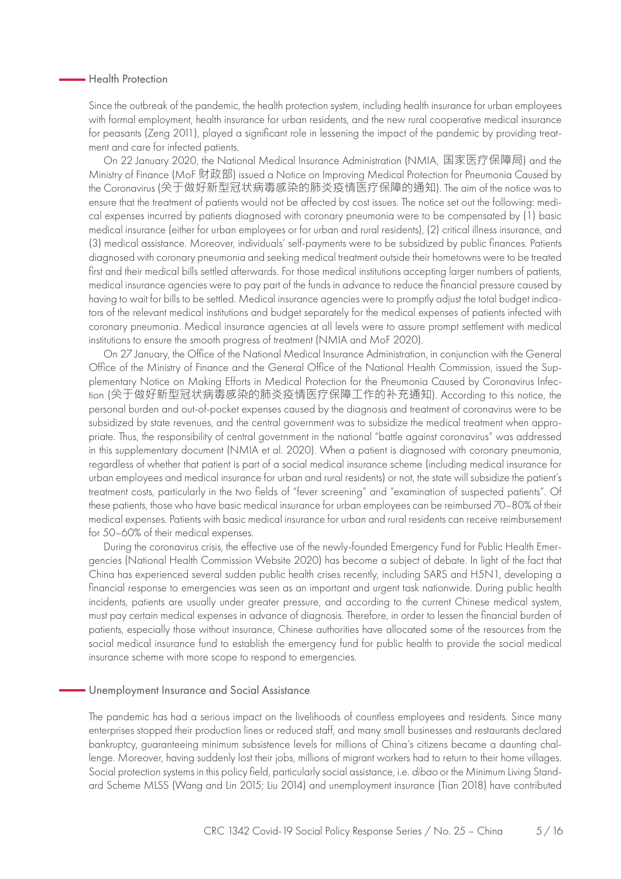## Health Protection

Since the outbreak of the pandemic, the health protection system, including health insurance for urban employees with formal employment, health insurance for urban residents, and the new rural cooperative medical insurance for peasants (Zeng 2011), played a significant role in lessening the impact of the pandemic by providing treatment and care for infected patients.

On 22 January 2020, the National Medical Insurance Administration (NMIA, 国家医疗保障局) and the Ministry of Finance (MoF 财政部) issued a Notice on Improving Medical Protection for Pneumonia Caused by the Coronavirus (关于做好新型冠状病毒感染的肺炎疫情医疗保障的通知). The aim of the notice was to ensure that the treatment of patients would not be affected by cost issues. The notice set out the following: medical expenses incurred by patients diagnosed with coronary pneumonia were to be compensated by (1) basic medical insurance (either for urban employees or for urban and rural residents), (2) critical illness insurance, and (3) medical assistance. Moreover, individuals' self-payments were to be subsidized by public finances. Patients diagnosed with coronary pneumonia and seeking medical treatment outside their hometowns were to be treated first and their medical bills settled afterwards. For those medical institutions accepting larger numbers of patients, medical insurance agencies were to pay part of the funds in advance to reduce the financial pressure caused by having to wait for bills to be settled. Medical insurance agencies were to promptly adjust the total budget indicators of the relevant medical institutions and budget separately for the medical expenses of patients infected with coronary pneumonia. Medical insurance agencies at all levels were to assure prompt settlement with medical institutions to ensure the smooth progress of treatment (NMIA and MoF 2020).

On 27 January, the Office of the National Medical Insurance Administration, in conjunction with the General Office of the Ministry of Finance and the General Office of the National Health Commission, issued the Supplementary Notice on Making Efforts in Medical Protection for the Pneumonia Caused by Coronavirus Infection (关于做好新型冠状病毒感染的肺炎疫情医疗保障工作的补充通知). According to this notice, the personal burden and out-of-pocket expenses caused by the diagnosis and treatment of coronavirus were to be subsidized by state revenues, and the central government was to subsidize the medical treatment when appropriate. Thus, the responsibility of central government in the national "battle against coronavirus" was addressed in this supplementary document (NMIA et al. 2020). When a patient is diagnosed with coronary pneumonia, regardless of whether that patient is part of a social medical insurance scheme (including medical insurance for urban employees and medical insurance for urban and rural residents) or not, the state will subsidize the patient's treatment costs, particularly in the two fields of "fever screening" and "examination of suspected patients". Of these patients, those who have basic medical insurance for urban employees can be reimbursed 70–80% of their medical expenses. Patients with basic medical insurance for urban and rural residents can receive reimbursement for 50–60% of their medical expenses.

During the coronavirus crisis, the effective use of the newly-founded Emergency Fund for Public Health Emergencies (National Health Commission Website 2020) has become a subject of debate. In light of the fact that China has experienced several sudden public health crises recently, including SARS and H5N1, developing a financial response to emergencies was seen as an important and urgent task nationwide. During public health incidents, patients are usually under greater pressure, and according to the current Chinese medical system, must pay certain medical expenses in advance of diagnosis. Therefore, in order to lessen the financial burden of patients, especially those without insurance, Chinese authorities have allocated some of the resources from the social medical insurance fund to establish the emergency fund for public health to provide the social medical insurance scheme with more scope to respond to emergencies.

## Unemployment Insurance and Social Assistance

The pandemic has had a serious impact on the livelihoods of countless employees and residents. Since many enterprises stopped their production lines or reduced staff, and many small businesses and restaurants declared bankruptcy, guaranteeing minimum subsistence levels for millions of China's citizens became a daunting challenge. Moreover, having suddenly lost their jobs, millions of migrant workers had to return to their home villages. Social protection systems in this policy field, particularly social assistance, i.e. *dibao* or the Minimum Living Standard Scheme MLSS (Wang and Lin 2015; Liu 2014) and unemployment insurance (Tian 2018) have contributed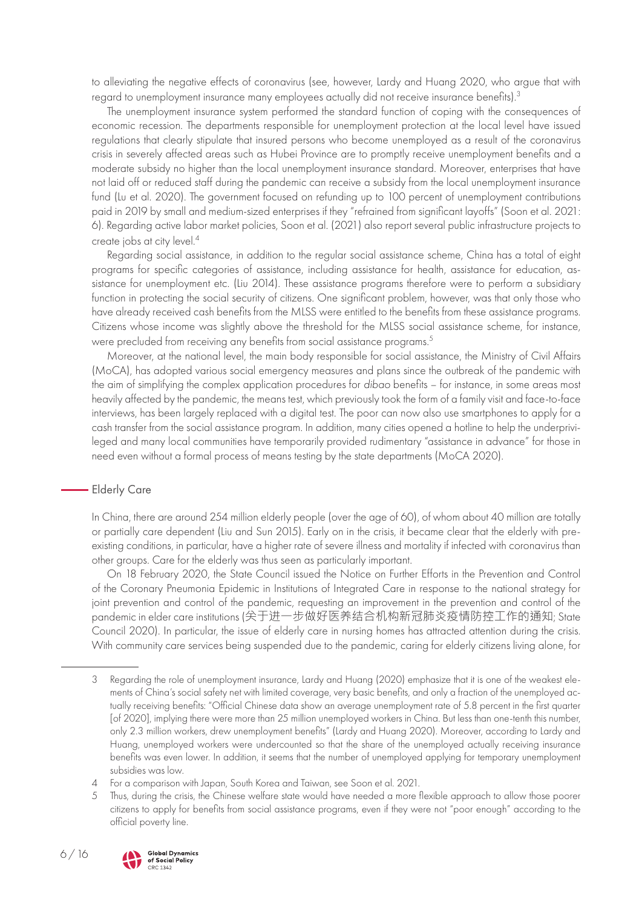to alleviating the negative effects of coronavirus (see, however, Lardy and Huang 2020, who argue that with regard to unemployment insurance many employees actually did not receive insurance benefits).[3]

The unemployment insurance system performed the standard function of coping with the consequences of economic recession. The departments responsible for unemployment protection at the local level have issued regulations that clearly stipulate that insured persons who become unemployed as a result of the coronavirus crisis in severely affected areas such as Hubei Province are to promptly receive unemployment benefits and a moderate subsidy no higher than the local unemployment insurance standard. Moreover, enterprises that have not laid off or reduced staff during the pandemic can receive a subsidy from the local unemployment insurance fund (Lu et al. 2020). The government focused on refunding up to 100 percent of unemployment contributions paid in 2019 by small and medium-sized enterprises if they "refrained from significant layoffs" (Soon et al. 2021: 6). Regarding active labor market policies, Soon et al. (2021) also report several public infrastructure projects to create jobs at city level.[4]

Regarding social assistance, in addition to the regular social assistance scheme, China has a total of eight programs for specific categories of assistance, including assistance for health, assistance for education, assistance for unemployment etc. (Liu 2014). These assistance programs therefore were to perform a subsidiary function in protecting the social security of citizens. One significant problem, however, was that only those who have already received cash benefits from the MLSS were entitled to the benefits from these assistance programs. Citizens whose income was slightly above the threshold for the MLSS social assistance scheme, for instance, were precluded from receiving any benefits from social assistance programs.[5]

Moreover, at the national level, the main body responsible for social assistance, the Ministry of Civil Affairs (MoCA), has adopted various social emergency measures and plans since the outbreak of the pandemic with the aim of simplifying the complex application procedures for *dibao* benefits – for instance, in some areas most heavily affected by the pandemic, the means test, which previously took the form of a family visit and face-to-face interviews, has been largely replaced with a digital test. The poor can now also use smartphones to apply for a cash transfer from the social assistance program. In addition, many cities opened a hotline to help the underprivileged and many local communities have temporarily provided rudimentary "assistance in advance" for those in need even without a formal process of means testing by the state departments (MoCA 2020).

## Elderly Care

In China, there are around 254 million elderly people (over the age of 60), of whom about 40 million are totally or partially care dependent (Liu and Sun 2015). Early on in the crisis, it became clear that the elderly with pre-existing conditions, in particular, have a higher rate of severe illness and mortality if infected with coronavirus than other groups. Care for the elderly was thus seen as particularly important.

On 18 February 2020, the State Council issued the Notice on Further Efforts in the Prevention and Control of the Coronary Pneumonia Epidemic in Institutions of Integrated Care in response to the national strategy for joint prevention and control of the pandemic, requesting an improvement in the prevention and control of the pandemic in elder care institutions (关于进一步做好医养结合机构新冠肺炎疫情防控工作的通知; State Council 2020). In particular, the issue of elderly care in nursing homes has attracted attention during the crisis. With community care services being suspended due to the pandemic, caring for elderly citizens living alone, for

---

3 Regarding the role of unemployment insurance, Lardy and Huang (2020) emphasize that it is one of the weakest elements of China's social safety net with limited coverage, very basic benefits, and only a fraction of the unemployed actually receiving benefits: "Official Chinese data show an average unemployment rate of 5.8 percent in the first quarter [of 2020], implying there were more than 25 million unemployed workers in China. But less than one-tenth this number, only 2.3 million workers, drew unemployment benefits" (Lardy and Huang 2020). Moreover, according to Lardy and Huang, unemployed workers were undercounted so that the share of the unemployed actually receiving insurance benefits was even lower. In addition, it seems that the number of unemployed applying for temporary unemployment subsidies was low.

4 For a comparison with Japan, South Korea and Taiwan, see Soon et al. 2021.

5 Thus, during the crisis, the Chinese welfare state would have needed a more flexible approach to allow those poorer citizens to apply for benefits from social assistance programs, even if they were not "poor enough" according to the official poverty line.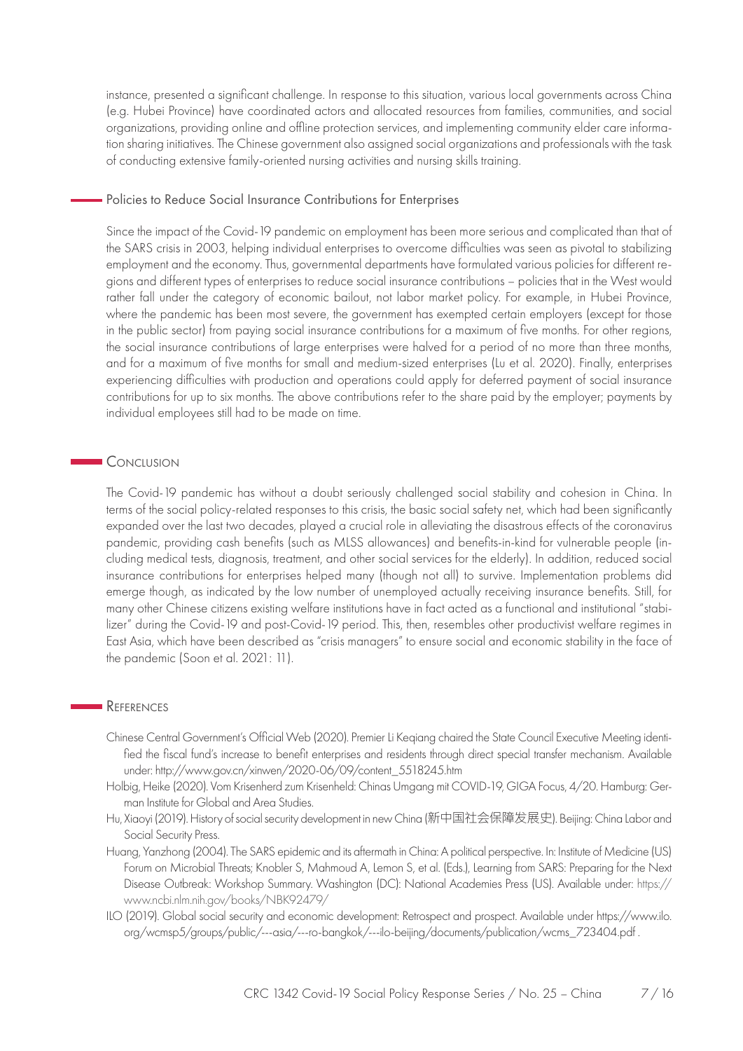instance, presented a significant challenge. In response to this situation, various local governments across China (e.g. Hubei Province) have coordinated actors and allocated resources from families, communities, and social organizations, providing online and offline protection services, and implementing community elder care information sharing initiatives. The Chinese government also assigned social organizations and professionals with the task of conducting extensive family-oriented nursing activities and nursing skills training.

### Policies to Reduce Social Insurance Contributions for Enterprises

Since the impact of the Covid-19 pandemic on employment has been more serious and complicated than that of the SARS crisis in 2003, helping individual enterprises to overcome difficulties was seen as pivotal to stabilizing employment and the economy. Thus, governmental departments have formulated various policies for different regions and different types of enterprises to reduce social insurance contributions – policies that in the West would rather fall under the category of economic bailout, not labor market policy. For example, in Hubei Province, where the pandemic has been most severe, the government has exempted certain employers (except for those in the public sector) from paying social insurance contributions for a maximum of five months. For other regions, the social insurance contributions of large enterprises were halved for a period of no more than three months, and for a maximum of five months for small and medium-sized enterprises (Lu et al. 2020). Finally, enterprises experiencing difficulties with production and operations could apply for deferred payment of social insurance contributions for up to six months. The above contributions refer to the share paid by the employer; payments by individual employees still had to be made on time.

## Conclusion

The Covid-19 pandemic has without a doubt seriously challenged social stability and cohesion in China. In terms of the social policy-related responses to this crisis, the basic social safety net, which had been significantly expanded over the last two decades, played a crucial role in alleviating the disastrous effects of the coronavirus pandemic, providing cash benefits (such as MLSS allowances) and benefits-in-kind for vulnerable people (including medical tests, diagnosis, treatment, and other social services for the elderly). In addition, reduced social insurance contributions for enterprises helped many (though not all) to survive. Implementation problems did emerge though, as indicated by the low number of unemployed actually receiving insurance benefits. Still, for many other Chinese citizens existing welfare institutions have in fact acted as a functional and institutional "stabilizer" during the Covid-19 and post-Covid-19 period. This, then, resembles other productivist welfare regimes in East Asia, which have been described as "crisis managers" to ensure social and economic stability in the face of the pandemic (Soon et al. 2021: 11).

## References

Chinese Central Government's Official Web (2020). Premier Li Keqiang chaired the State Council Executive Meeting identified the fiscal fund's increase to benefit enterprises and residents through direct special transfer mechanism. Available under: http://www.gov.cn/xinwen/2020-06/09/content_5518245.htm

Holbig, Heike (2020). Vom Krisenherd zum Krisenheld: Chinas Umgang mit COVID-19, GIGA Focus, 4/20. Hamburg: German Institute for Global and Area Studies.

Hu, Xiaoyi (2019). History of social security development in new China (新中国社会保障发展史). Beijing: China Labor and Social Security Press.

Huang, Yanzhong (2004). The SARS epidemic and its aftermath in China: A political perspective. In: Institute of Medicine (US) Forum on Microbial Threats; Knobler S, Mahmoud A, Lemon S, et al. (Eds.), Learning from SARS: Preparing for the Next Disease Outbreak: Workshop Summary. Washington (DC): National Academies Press (US). Available under: https://www.ncbi.nlm.nih.gov/books/NBK92479/

ILO (2019). Global social security and economic development: Retrospect and prospect. Available under https://www.ilo.org/wcmsp5/groups/public/---asia/---ro-bangkok/---ilo-beijing/documents/publication/wcms_723404.pdf .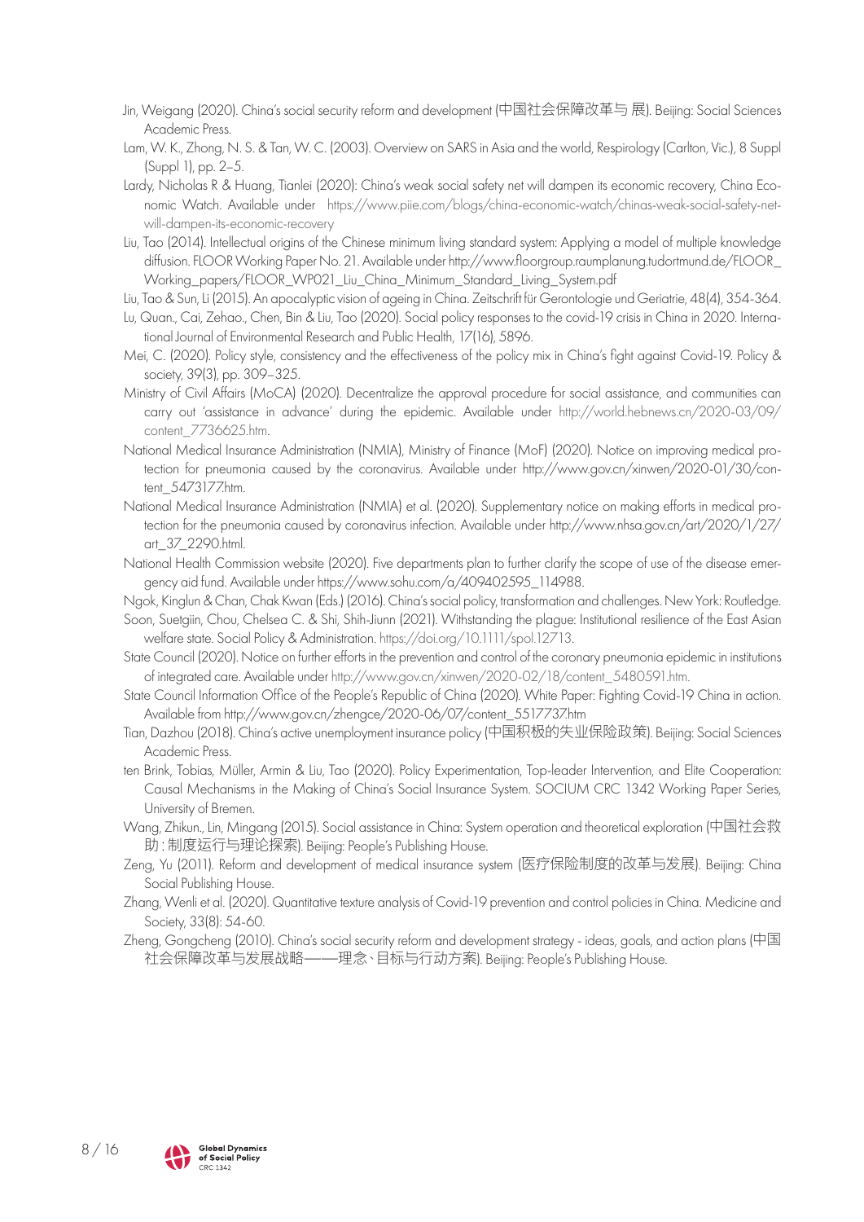Jin, Weigang (2020). China's social security reform and development (中国社会保障改革与 展). Beijing: Social Sciences Academic Press.

Lam, W. K., Zhong, N. S. & Tan, W. C. (2003). Overview on SARS in Asia and the world, Respirology (Carlton, Vic.), 8 Suppl (Suppl 1), pp. 2–5.

Lardy, Nicholas R & Huang, Tianlei (2020): China's weak social safety net will dampen its economic recovery, China Economic Watch. Available under https://www.piie.com/blogs/china-economic-watch/chinas-weak-social-safety-net-will-dampen-its-economic-recovery

Liu, Tao (2014). Intellectual origins of the Chinese minimum living standard system: Applying a model of multiple knowledge diffusion. FLOOR Working Paper No. 21. Available under http://www.floorgroup.raumplanung.tudortmund.de/FLOOR_Working_papers/FLOOR_WP021_Liu_China_Minimum_Standard_Living_System.pdf

Liu, Tao & Sun, Li (2015). An apocalyptic vision of ageing in China. Zeitschrift für Gerontologie und Geriatrie, 48(4), 354-364.

Lu, Quan., Cai, Zehao., Chen, Bin & Liu, Tao (2020). Social policy responses to the covid-19 crisis in China in 2020. International Journal of Environmental Research and Public Health, 17(16), 5896.

Mei, C. (2020). Policy style, consistency and the effectiveness of the policy mix in China's fight against Covid-19. Policy & society, 39(3), pp. 309–325.

Ministry of Civil Affairs (MoCA) (2020). Decentralize the approval procedure for social assistance, and communities can carry out 'assistance in advance' during the epidemic. Available under http://world.hebnews.cn/2020-03/09/content_7736625.htm.

National Medical Insurance Administration (NMIA), Ministry of Finance (MoF) (2020). Notice on improving medical protection for pneumonia caused by the coronavirus. Available under http://www.gov.cn/xinwen/2020-01/30/content_5473177.htm.

National Medical Insurance Administration (NMIA) et al. (2020). Supplementary notice on making efforts in medical protection for the pneumonia caused by coronavirus infection. Available under http://www.nhsa.gov.cn/art/2020/1/27/art_37_2290.html.

National Health Commission website (2020). Five departments plan to further clarify the scope of use of the disease emergency aid fund. Available under https://www.sohu.com/a/409402595_114988.

Ngok, Kinglun & Chan, Chak Kwan (Eds.) (2016). China's social policy, transformation and challenges. New York: Routledge.

Soon, Suetgiin, Chou, Chelsea C. & Shi, Shih-Jiunn (2021). Withstanding the plague: Institutional resilience of the East Asian welfare state. Social Policy & Administration. https://doi.org/10.1111/spol.12713.

State Council (2020). Notice on further efforts in the prevention and control of the coronary pneumonia epidemic in institutions of integrated care. Available under http://www.gov.cn/xinwen/2020-02/18/content_5480591.htm.

State Council Information Office of the People's Republic of China (2020). White Paper: Fighting Covid-19 China in action. Available from http://www.gov.cn/zhengce/2020-06/07/content_5517737.htm

Tian, Dazhou (2018). China's active unemployment insurance policy (中国积极的失业保险政策). Beijing: Social Sciences Academic Press.

ten Brink, Tobias, Müller, Armin & Liu, Tao (2020). Policy Experimentation, Top-leader Intervention, and Elite Cooperation: Causal Mechanisms in the Making of China's Social Insurance System. SOCIUM CRC 1342 Working Paper Series, University of Bremen.

Wang, Zhikun., Lin, Mingang (2015). Social assistance in China: System operation and theoretical exploration (中国社会救助：制度运行与理论探索). Beijing: People's Publishing House.

Zeng, Yu (2011). Reform and development of medical insurance system (医疗保险制度的改革与发展). Beijing: China Social Publishing House.

Zhang, Wenli et al. (2020). Quantitative texture analysis of Covid-19 prevention and control policies in China. Medicine and Society, 33(8): 54-60.

Zheng, Gongcheng (2010). China's social security reform and development strategy - ideas, goals, and action plans (中国社会保障改革与发展战略——理念、目标与行动方案). Beijing: People's Publishing House.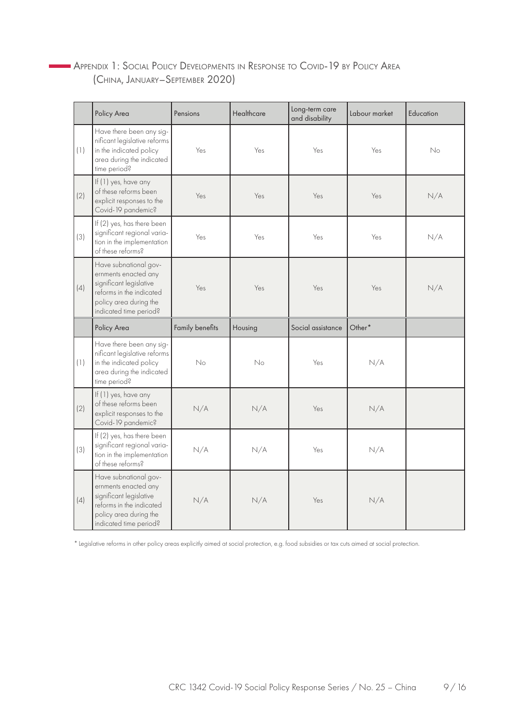## Appendix 1: Social Policy Developments in Response to Covid-19 by Policy Area (China, January–September 2020)

| | Policy Area | Pensions | Healthcare | Long-term care and disability | Labour market | Education |
|---|---|---|---|---|---|---|
| (1) | Have there been any significant legislative reforms in the indicated policy area during the indicated time period? | Yes | Yes | Yes | Yes | No |
| (2) | If (1) yes, have any of these reforms been explicit responses to the Covid-19 pandemic? | Yes | Yes | Yes | Yes | N/A |
| (3) | If (2) yes, has there been significant regional variation in the implementation of these reforms? | Yes | Yes | Yes | Yes | N/A |
| (4) | Have subnational governments enacted any significant legislative reforms in the indicated policy area during the indicated time period? | Yes | Yes | Yes | Yes | N/A |
| | **Policy Area** | **Family benefits** | **Housing** | **Social assistance** | **Other*** | |
| (1) | Have there been any significant legislative reforms in the indicated policy area during the indicated time period? | No | No | Yes | N/A | |
| (2) | If (1) yes, have any of these reforms been explicit responses to the Covid-19 pandemic? | N/A | N/A | Yes | N/A | |
| (3) | If (2) yes, has there been significant regional variation in the implementation of these reforms? | N/A | N/A | Yes | N/A | |
| (4) | Have subnational governments enacted any significant legislative reforms in the indicated policy area during the indicated time period? | N/A | N/A | Yes | N/A | |

* Legislative reforms in other policy areas explicitly aimed at social protection, e.g. food subsidies or tax cuts aimed at social protection.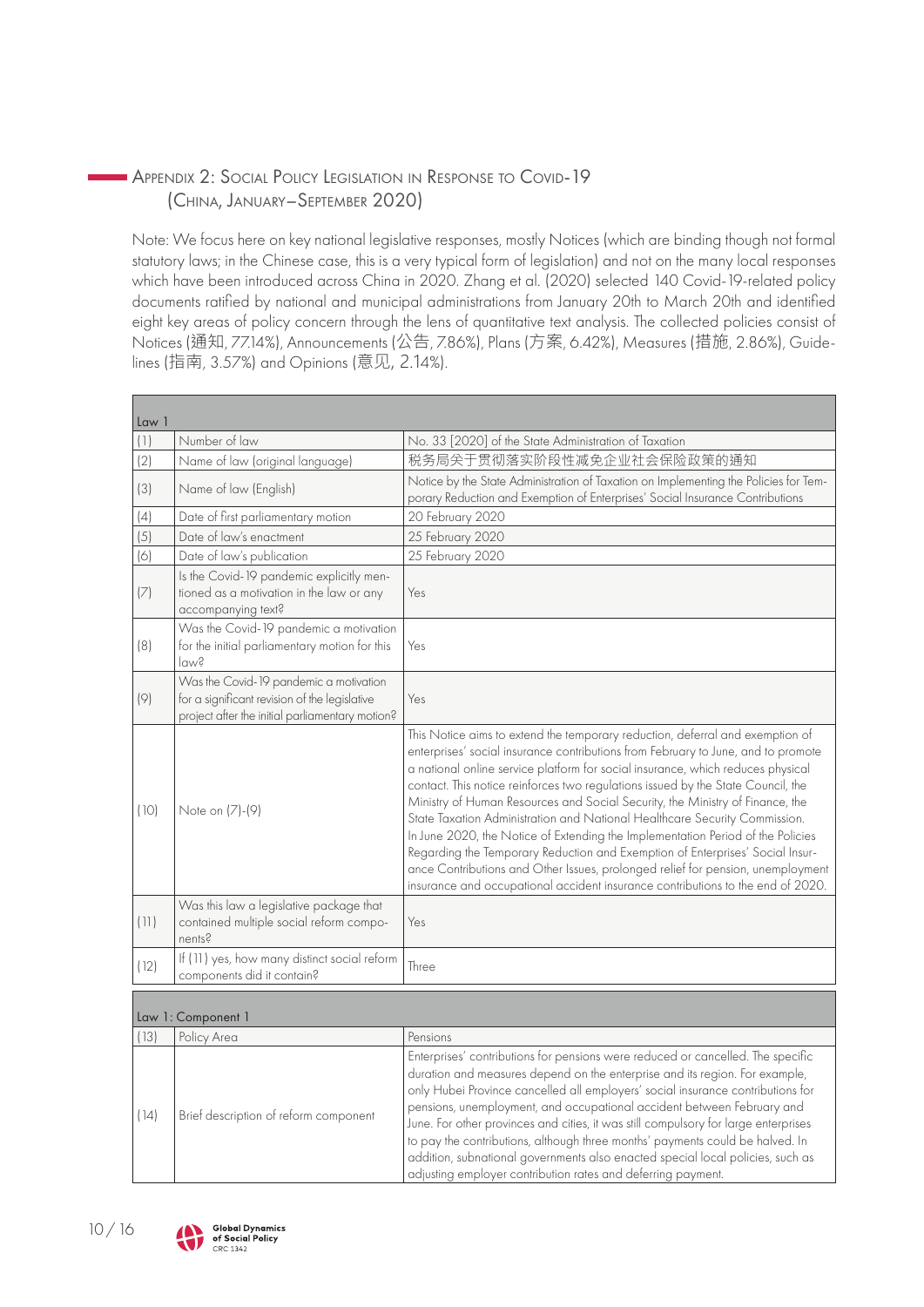## Appendix 2: Social Policy Legislation in Response to Covid-19 (China, January–September 2020)

Note: We focus here on key national legislative responses, mostly Notices (which are binding though not formal statutory laws; in the Chinese case, this is a very typical form of legislation) and not on the many local responses which have been introduced across China in 2020. Zhang et al. (2020) selected 140 Covid-19-related policy documents ratified by national and municipal administrations from January 20th to March 20th and identified eight key areas of policy concern through the lens of quantitative text analysis. The collected policies consist of Notices (通知, 77.14%), Announcements (公告, 7.86%), Plans (方案, 6.42%), Measures (措施, 2.86%), Guidelines (指南, 3.57%) and Opinions (意见, 2.14%).

| Law 1 | | |
|---|---|---|
| (1) | Number of law | No. 33 [2020] of the State Administration of Taxation |
| (2) | Name of law (original language) | 税务局关于贯彻落实阶段性减免企业社会保险政策的通知 |
| (3) | Name of law (English) | Notice by the State Administration of Taxation on Implementing the Policies for Temporary Reduction and Exemption of Enterprises' Social Insurance Contributions |
| (4) | Date of first parliamentary motion | 20 February 2020 |
| (5) | Date of law's enactment | 25 February 2020 |
| (6) | Date of law's publication | 25 February 2020 |
| (7) | Is the Covid-19 pandemic explicitly mentioned as a motivation in the law or any accompanying text? | Yes |
| (8) | Was the Covid-19 pandemic a motivation for the initial parliamentary motion for this law? | Yes |
| (9) | Was the Covid-19 pandemic a motivation for a significant revision of the legislative project after the initial parliamentary motion? | Yes |
| (10) | Note on (7)-(9) | This Notice aims to extend the temporary reduction, deferral and exemption of enterprises' social insurance contributions from February to June, and to promote a national online service platform for social insurance, which reduces physical contact. This notice reinforces two regulations issued by the State Council, the Ministry of Human Resources and Social Security, the Ministry of Finance, the State Taxation Administration and National Healthcare Security Commission. In June 2020, the Notice of Extending the Implementation Period of the Policies Regarding the Temporary Reduction and Exemption of Enterprises' Social Insurance Contributions and Other Issues, prolonged relief for pension, unemployment insurance and occupational accident insurance contributions to the end of 2020. |
| (11) | Was this law a legislative package that contained multiple social reform components? | Yes |
| (12) | If (11) yes, how many distinct social reform components did it contain? | Three |

| Law 1: Component 1 | | |
|---|---|---|
| (13) | Policy Area | Pensions |
| (14) | Brief description of reform component | Enterprises' contributions for pensions were reduced or cancelled. The specific duration and measures depend on the enterprise and its region. For example, only Hubei Province cancelled all employers' social insurance contributions for pensions, unemployment, and occupational accident between February and June. For other provinces and cities, it was still compulsory for large enterprises to pay the contributions, although three months' payments could be halved. In addition, subnational governments also enacted special local policies, such as adjusting employer contribution rates and deferring payment. |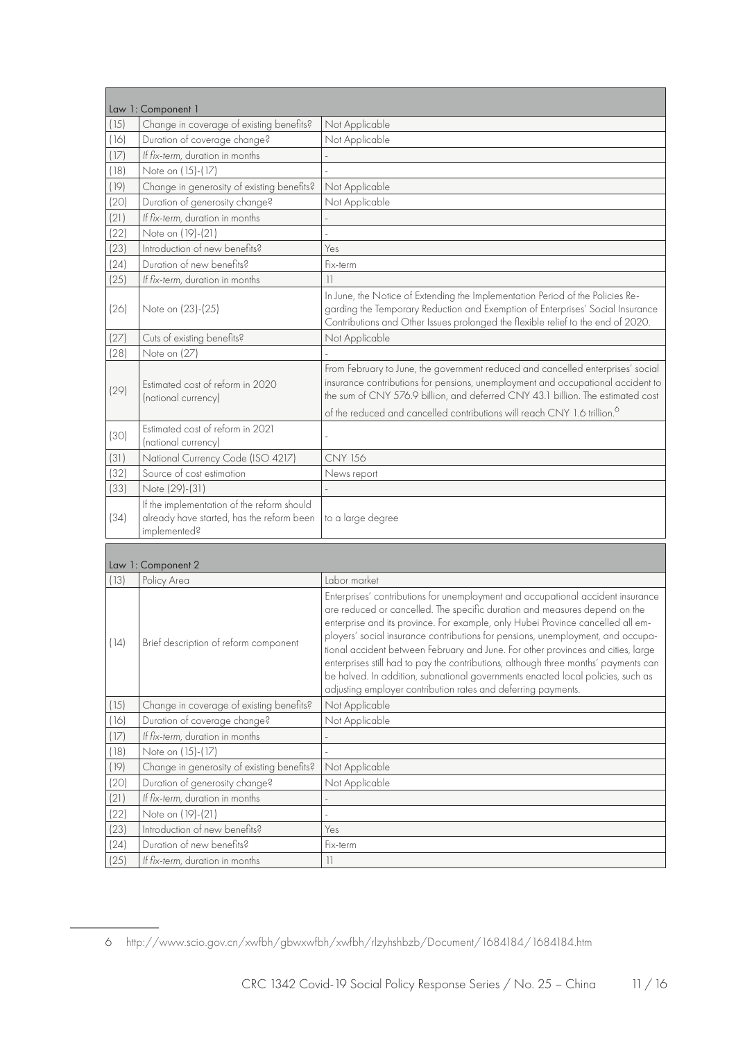| Law 1: Component 1 | | |
|---|---|---|
| (15) | Change in coverage of existing benefits? | Not Applicable |
| (16) | Duration of coverage change? | Not Applicable |
| (17) | *If fix-term*, duration in months | - |
| (18) | Note on (15)-(17) | - |
| (19) | Change in generosity of existing benefits? | Not Applicable |
| (20) | Duration of generosity change? | Not Applicable |
| (21) | *If fix-term*, duration in months | - |
| (22) | Note on (19)-(21) | - |
| (23) | Introduction of new benefits? | Yes |
| (24) | Duration of new benefits? | Fix-term |
| (25) | *If fix-term*, duration in months | 11 |
| (26) | Note on (23)-(25) | In June, the Notice of Extending the Implementation Period of the Policies Regarding the Temporary Reduction and Exemption of Enterprises' Social Insurance Contributions and Other Issues prolonged the flexible relief to the end of 2020. |
| (27) | Cuts of existing benefits? | Not Applicable |
| (28) | Note on (27) | - |
| (29) | Estimated cost of reform in 2020 (national currency) | From February to June, the government reduced and cancelled enterprises' social insurance contributions for pensions, unemployment and occupational accident to the sum of CNY 576.9 billion, and deferred CNY 43.1 billion. The estimated cost of the reduced and cancelled contributions will reach CNY 1.6 trillion.[6] |
| (30) | Estimated cost of reform in 2021 (national currency) | - |
| (31) | National Currency Code (ISO 4217) | CNY 156 |
| (32) | Source of cost estimation | News report |
| (33) | Note (29)-(31) | - |
| (34) | If the implementation of the reform should already have started, has the reform been implemented? | to a large degree |

| Law 1: Component 2 | | |
|---|---|---|
| (13) | Policy Area | Labor market |
| (14) | Brief description of reform component | Enterprises' contributions for unemployment and occupational accident insurance are reduced or cancelled. The specific duration and measures depend on the enterprise and its province. For example, only Hubei Province cancelled all employers' social insurance contributions for pensions, unemployment, and occupational accident between February and June. For other provinces and cities, large enterprises still had to pay the contributions, although three months' payments can be halved. In addition, subnational governments enacted local policies, such as adjusting employer contribution rates and deferring payments. |
| (15) | Change in coverage of existing benefits? | Not Applicable |
| (16) | Duration of coverage change? | Not Applicable |
| (17) | *If fix-term*, duration in months | - |
| (18) | Note on (15)-(17) | - |
| (19) | Change in generosity of existing benefits? | Not Applicable |
| (20) | Duration of generosity change? | Not Applicable |
| (21) | *If fix-term*, duration in months | - |
| (22) | Note on (19)-(21) | - |
| (23) | Introduction of new benefits? | Yes |
| (24) | Duration of new benefits? | Fix-term |
| (25) | *If fix-term*, duration in months | 11 |

6 http://www.scio.gov.cn/xwfbh/gbwxwfbh/xwfbh/rlzyhshbzb/Document/1684184/1684184.htm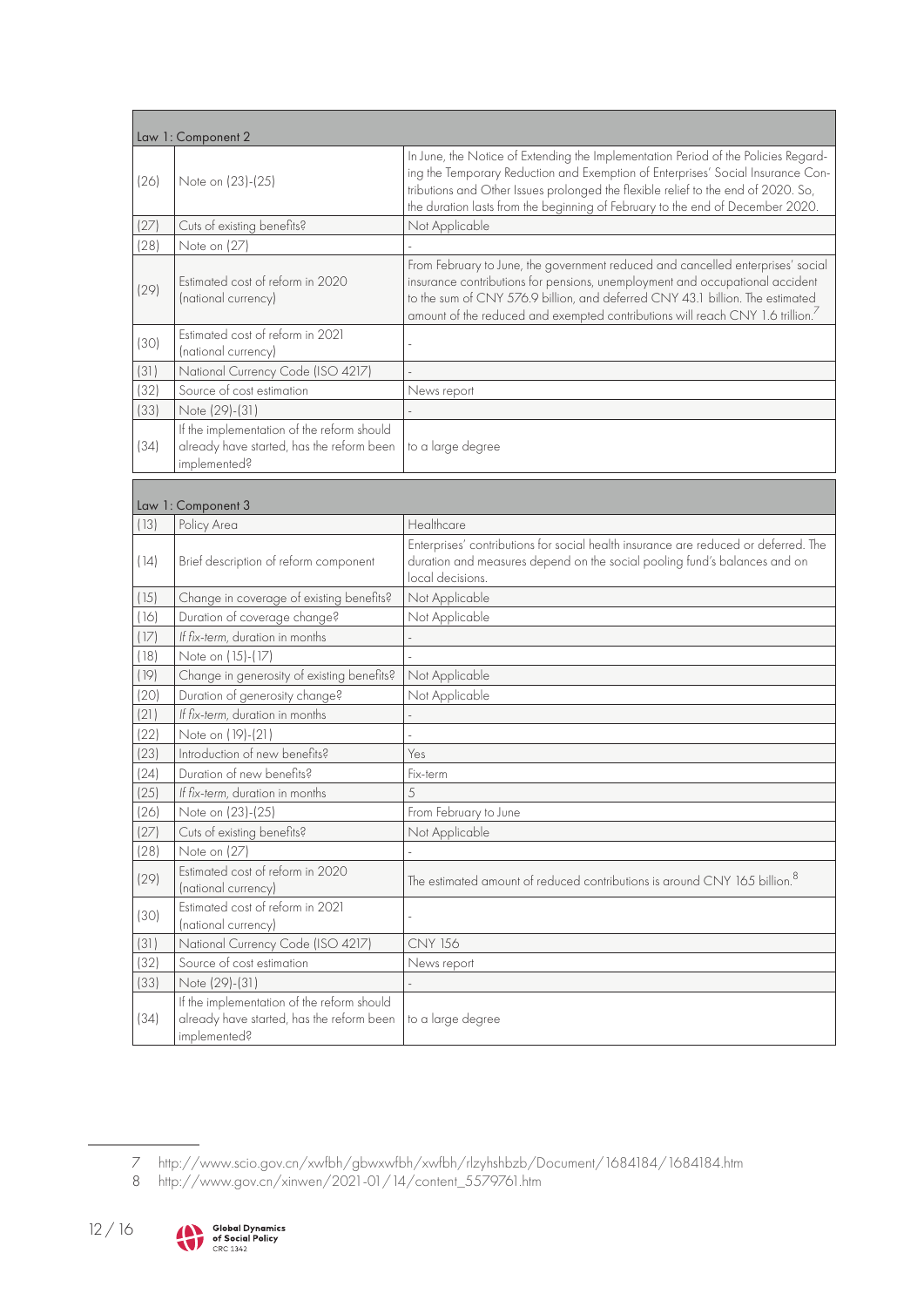| Law 1: Component 2 | | |
|---|---|---|
| (26) | Note on (23)-(25) | In June, the Notice of Extending the Implementation Period of the Policies Regarding the Temporary Reduction and Exemption of Enterprises' Social Insurance Contributions and Other Issues prolonged the flexible relief to the end of 2020. So, the duration lasts from the beginning of February to the end of December 2020. |
| (27) | Cuts of existing benefits? | Not Applicable |
| (28) | Note on (27) | - |
| (29) | Estimated cost of reform in 2020 (national currency) | From February to June, the government reduced and cancelled enterprises' social insurance contributions for pensions, unemployment and occupational accident to the sum of CNY 576.9 billion, and deferred CNY 43.1 billion. The estimated amount of the reduced and exempted contributions will reach CNY 1.6 trillion.[7] |
| (30) | Estimated cost of reform in 2021 (national currency) | - |
| (31) | National Currency Code (ISO 4217) | - |
| (32) | Source of cost estimation | News report |
| (33) | Note (29)-(31) | - |
| (34) | If the implementation of the reform should already have started, has the reform been implemented? | to a large degree |

| Law 1: Component 3 | | |
|---|---|---|
| (13) | Policy Area | Healthcare |
| (14) | Brief description of reform component | Enterprises' contributions for social health insurance are reduced or deferred. The duration and measures depend on the social pooling fund's balances and on local decisions. |
| (15) | Change in coverage of existing benefits? | Not Applicable |
| (16) | Duration of coverage change? | Not Applicable |
| (17) | *If fix-term*, duration in months | - |
| (18) | Note on (15)-(17) | - |
| (19) | Change in generosity of existing benefits? | Not Applicable |
| (20) | Duration of generosity change? | Not Applicable |
| (21) | *If fix-term*, duration in months | - |
| (22) | Note on (19)-(21) | - |
| (23) | Introduction of new benefits? | Yes |
| (24) | Duration of new benefits? | Fix-term |
| (25) | *If fix-term*, duration in months | 5 |
| (26) | Note on (23)-(25) | From February to June |
| (27) | Cuts of existing benefits? | Not Applicable |
| (28) | Note on (27) | - |
| (29) | Estimated cost of reform in 2020 (national currency) | The estimated amount of reduced contributions is around CNY 165 billion.[8] |
| (30) | Estimated cost of reform in 2021 (national currency) | - |
| (31) | National Currency Code (ISO 4217) | CNY 156 |
| (32) | Source of cost estimation | News report |
| (33) | Note (29)-(31) | - |
| (34) | If the implementation of the reform should already have started, has the reform been implemented? | to a large degree |

7 http://www.scio.gov.cn/xwfbh/gbwxwfbh/xwfbh/rlzyhshbzb/Document/1684184/1684184.htm

8 http://www.gov.cn/xinwen/2021-01/14/content_5579761.htm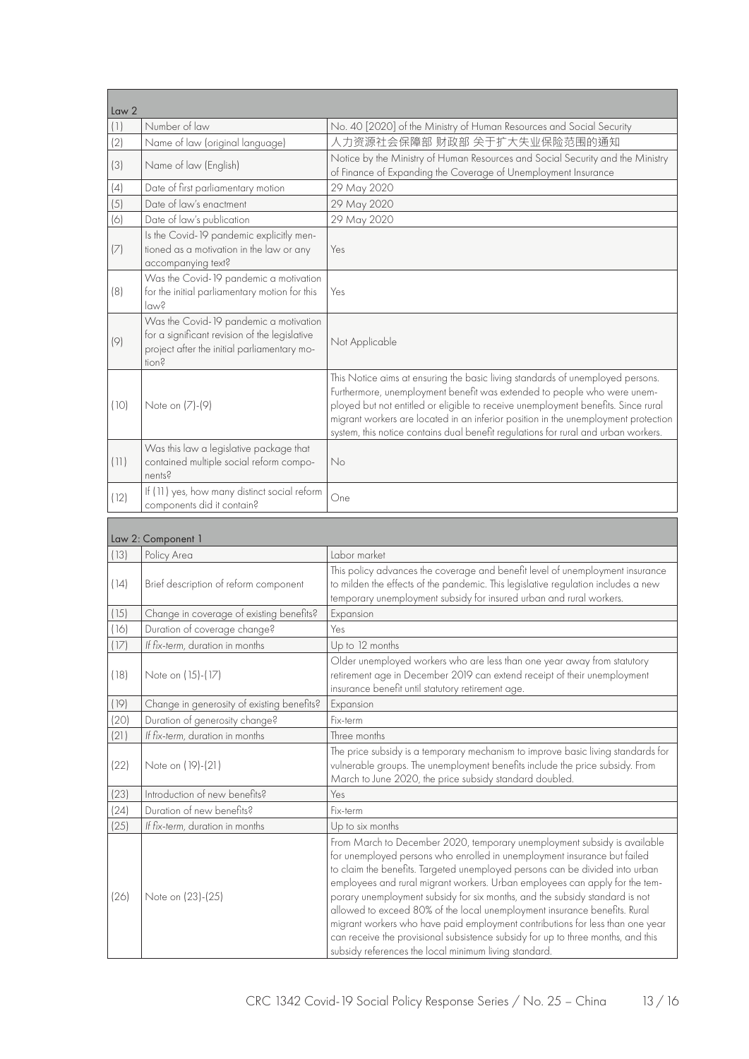| Law 2 | | |
|---|---|---|
| (1) | Number of law | No. 40 [2020] of the Ministry of Human Resources and Social Security |
| (2) | Name of law (original language) | 人力资源社会保障部 财政部 关于扩大失业保险范围的通知 |
| (3) | Name of law (English) | Notice by the Ministry of Human Resources and Social Security and the Ministry of Finance of Expanding the Coverage of Unemployment Insurance |
| (4) | Date of first parliamentary motion | 29 May 2020 |
| (5) | Date of law's enactment | 29 May 2020 |
| (6) | Date of law's publication | 29 May 2020 |
| (7) | Is the Covid-19 pandemic explicitly mentioned as a motivation in the law or any accompanying text? | Yes |
| (8) | Was the Covid-19 pandemic a motivation for the initial parliamentary motion for this law? | Yes |
| (9) | Was the Covid-19 pandemic a motivation for a significant revision of the legislative project after the initial parliamentary motion? | Not Applicable |
| (10) | Note on (7)-(9) | This Notice aims at ensuring the basic living standards of unemployed persons. Furthermore, unemployment benefit was extended to people who were unemployed but not entitled or eligible to receive unemployment benefits. Since rural migrant workers are located in an inferior position in the unemployment protection system, this notice contains dual benefit regulations for rural and urban workers. |
| (11) | Was this law a legislative package that contained multiple social reform components? | No |
| (12) | If (11) yes, how many distinct social reform components did it contain? | One |

| Law 2: Component 1 | | |
|---|---|---|
| (13) | Policy Area | Labor market |
| (14) | Brief description of reform component | This policy advances the coverage and benefit level of unemployment insurance to milden the effects of the pandemic. This legislative regulation includes a new temporary unemployment subsidy for insured urban and rural workers. |
| (15) | Change in coverage of existing benefits? | Expansion |
| (16) | Duration of coverage change? | Yes |
| (17) | *If fix-term*, duration in months | Up to 12 months |
| (18) | Note on (15)-(17) | Older unemployed workers who are less than one year away from statutory retirement age in December 2019 can extend receipt of their unemployment insurance benefit until statutory retirement age. |
| (19) | Change in generosity of existing benefits? | Expansion |
| (20) | Duration of generosity change? | Fix-term |
| (21) | *If fix-term*, duration in months | Three months |
| (22) | Note on (19)-(21) | The price subsidy is a temporary mechanism to improve basic living standards for vulnerable groups. The unemployment benefits include the price subsidy. From March to June 2020, the price subsidy standard doubled. |
| (23) | Introduction of new benefits? | Yes |
| (24) | Duration of new benefits? | Fix-term |
| (25) | *If fix-term*, duration in months | Up to six months |
| (26) | Note on (23)-(25) | From March to December 2020, temporary unemployment subsidy is available for unemployed persons who enrolled in unemployment insurance but failed to claim the benefits. Targeted unemployed persons can be divided into urban employees and rural migrant workers. Urban employees can apply for the temporary unemployment subsidy for six months, and the subsidy standard is not allowed to exceed 80% of the local unemployment insurance benefits. Rural migrant workers who have paid employment contributions for less than one year can receive the provisional subsistence subsidy for up to three months, and this subsidy references the local minimum living standard. |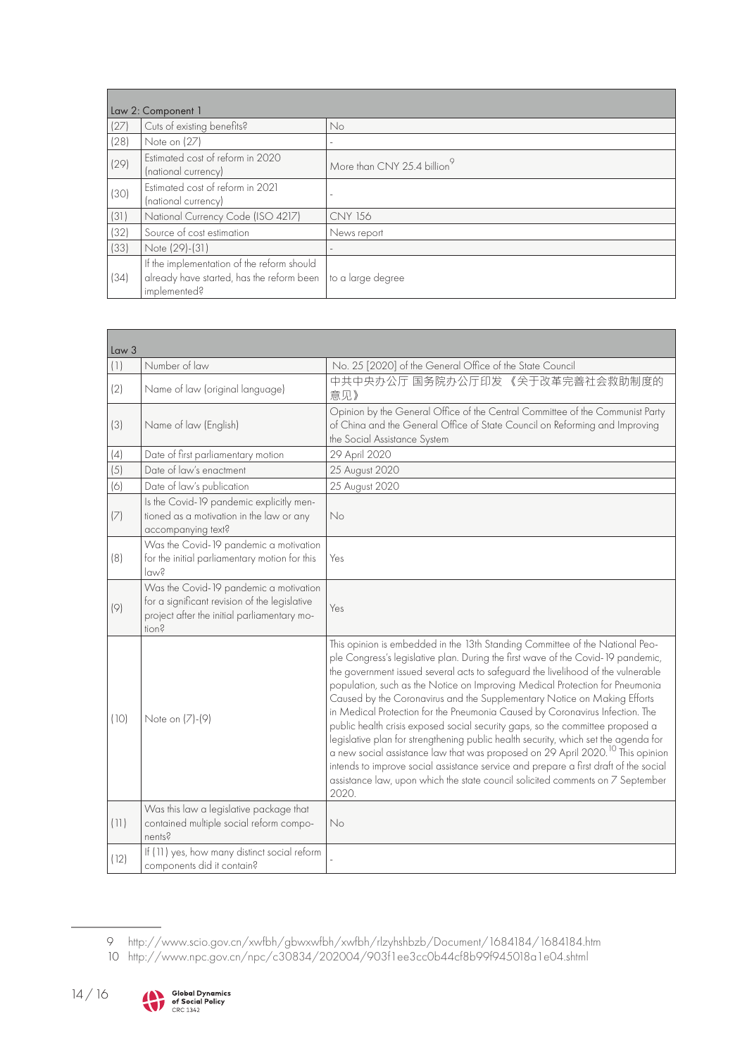| Law 2: Component 1 | | |
|---|---|---|
| (27) | Cuts of existing benefits? | No |
| (28) | Note on (27) | - |
| (29) | Estimated cost of reform in 2020 (national currency) | More than CNY 25.4 billion[9] |
| (30) | Estimated cost of reform in 2021 (national currency) | - |
| (31) | National Currency Code (ISO 4217) | CNY 156 |
| (32) | Source of cost estimation | News report |
| (33) | Note (29)-(31) | - |
| (34) | If the implementation of the reform should already have started, has the reform been implemented? | to a large degree |

| Law 3 | | |
|---|---|---|
| (1) | Number of law | No. 25 [2020] of the General Office of the State Council |
| (2) | Name of law (original language) | 中共中央办公厅 国务院办公厅印发 《关于改革完善社会救助制度的意见》 |
| (3) | Name of law (English) | Opinion by the General Office of the Central Committee of the Communist Party of China and the General Office of State Council on Reforming and Improving the Social Assistance System |
| (4) | Date of first parliamentary motion | 29 April 2020 |
| (5) | Date of law's enactment | 25 August 2020 |
| (6) | Date of law's publication | 25 August 2020 |
| (7) | Is the Covid-19 pandemic explicitly mentioned as a motivation in the law or any accompanying text? | No |
| (8) | Was the Covid-19 pandemic a motivation for the initial parliamentary motion for this law? | Yes |
| (9) | Was the Covid-19 pandemic a motivation for a significant revision of the legislative project after the initial parliamentary motion? | Yes |
| (10) | Note on (7)-(9) | This opinion is embedded in the 13th Standing Committee of the National People Congress's legislative plan. During the first wave of the Covid-19 pandemic, the government issued several acts to safeguard the livelihood of the vulnerable population, such as the Notice on Improving Medical Protection for Pneumonia Caused by the Coronavirus and the Supplementary Notice on Making Efforts in Medical Protection for the Pneumonia Caused by Coronavirus Infection. The public health crisis exposed social security gaps, so the committee proposed a legislative plan for strengthening public health security, which set the agenda for a new social assistance law that was proposed on 29 April 2020.[10] This opinion intends to improve social assistance service and prepare a first draft of the social assistance law, upon which the state council solicited comments on 7 September 2020. |
| (11) | Was this law a legislative package that contained multiple social reform components? | No |
| (12) | If (11) yes, how many distinct social reform components did it contain? | - |

9 http://www.scio.gov.cn/xwfbh/gbwxwfbh/xwfbh/rlzyhshbzb/Document/1684184/1684184.htm

10 http://www.npc.gov.cn/npc/c30834/202004/903f1ee3cc0b44cf8b99f945018a1e04.shtml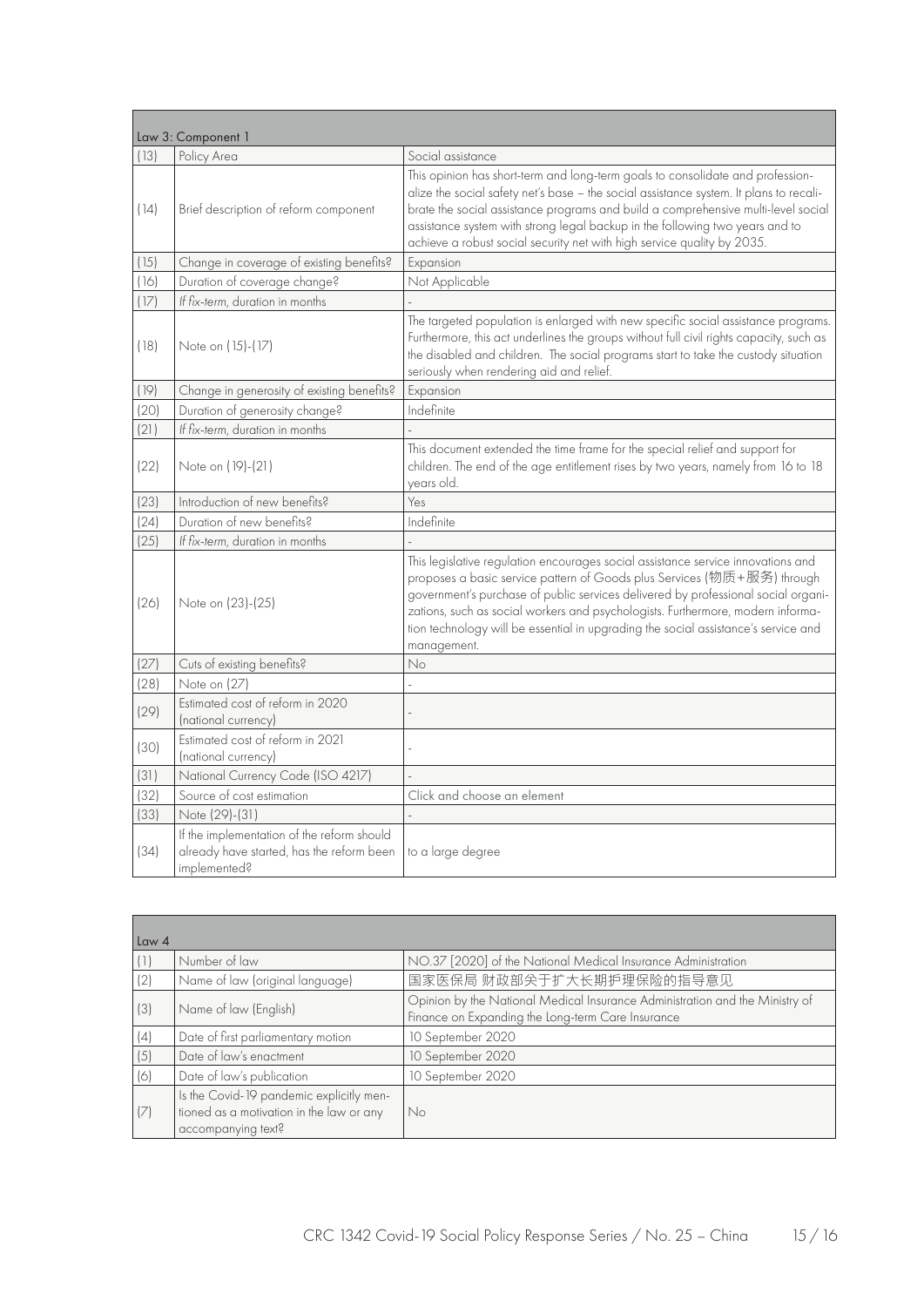| Law 3: Component 1 | | |
|---|---|---|
| (13) | Policy Area | Social assistance |
| (14) | Brief description of reform component | This opinion has short-term and long-term goals to consolidate and professionalize the social safety net's base – the social assistance system. It plans to recalibrate the social assistance programs and build a comprehensive multi-level social assistance system with strong legal backup in the following two years and to achieve a robust social security net with high service quality by 2035. |
| (15) | Change in coverage of existing benefits? | Expansion |
| (16) | Duration of coverage change? | Not Applicable |
| (17) | *If fix-term*, duration in months | - |
| (18) | Note on (15)-(17) | The targeted population is enlarged with new specific social assistance programs. Furthermore, this act underlines the groups without full civil rights capacity, such as the disabled and children. The social programs start to take the custody situation seriously when rendering aid and relief. |
| (19) | Change in generosity of existing benefits? | Expansion |
| (20) | Duration of generosity change? | Indefinite |
| (21) | *If fix-term*, duration in months | - |
| (22) | Note on (19)-(21) | This document extended the time frame for the special relief and support for children. The end of the age entitlement rises by two years, namely from 16 to 18 years old. |
| (23) | Introduction of new benefits? | Yes |
| (24) | Duration of new benefits? | Indefinite |
| (25) | *If fix-term*, duration in months | - |
| (26) | Note on (23)-(25) | This legislative regulation encourages social assistance service innovations and proposes a basic service pattern of Goods plus Services (物质+服务) through government's purchase of public services delivered by professional social organizations, such as social workers and psychologists. Furthermore, modern information technology will be essential in upgrading the social assistance's service and management. |
| (27) | Cuts of existing benefits? | No |
| (28) | Note on (27) | - |
| (29) | Estimated cost of reform in 2020 (national currency) | - |
| (30) | Estimated cost of reform in 2021 (national currency) | - |
| (31) | National Currency Code (ISO 4217) | - |
| (32) | Source of cost estimation | Click and choose an element |
| (33) | Note (29)-(31) | - |
| (34) | If the implementation of the reform should already have started, has the reform been implemented? | to a large degree |

| Law 4 | | |
|---|---|---|
| (1) | Number of law | NO.37 [2020] of the National Medical Insurance Administration |
| (2) | Name of law (original language) | 国家医保局 财政部关于扩大长期护理保险的指导意见 |
| (3) | Name of law (English) | Opinion by the National Medical Insurance Administration and the Ministry of Finance on Expanding the Long-term Care Insurance |
| (4) | Date of first parliamentary motion | 10 September 2020 |
| (5) | Date of law's enactment | 10 September 2020 |
| (6) | Date of law's publication | 10 September 2020 |
| (7) | Is the Covid-19 pandemic explicitly mentioned as a motivation in the law or any accompanying text? | No |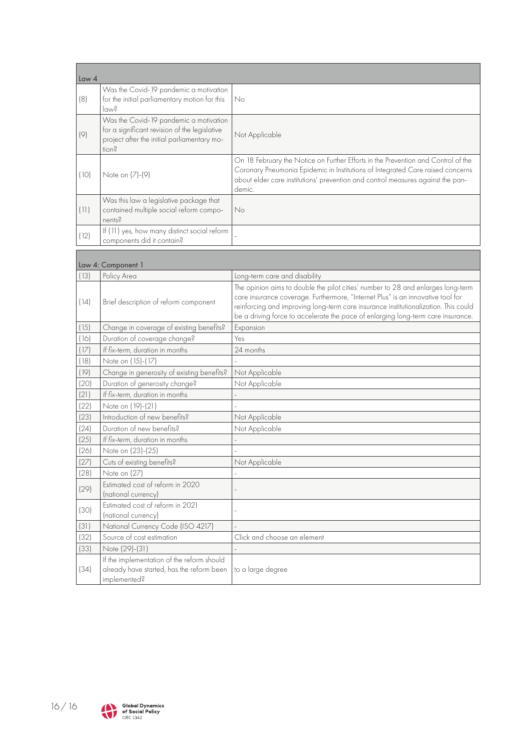| Law 4 | | |
|---|---|---|
| (8) | Was the Covid-19 pandemic a motivation for the initial parliamentary motion for this law? | No |
| (9) | Was the Covid-19 pandemic a motivation for a significant revision of the legislative project after the initial parliamentary motion? | Not Applicable |
| (10) | Note on (7)-(9) | On 18 February the Notice on Further Efforts in the Prevention and Control of the Coronary Pneumonia Epidemic in Institutions of Integrated Care raised concerns about elder care institutions' prevention and control measures against the pandemic. |
| (11) | Was this law a legislative package that contained multiple social reform components? | No |
| (12) | If (11) yes, how many distinct social reform components did it contain? | - |

| Law 4: Component 1 | | |
|---|---|---|
| (13) | Policy Area | Long-term care and disability |
| (14) | Brief description of reform component | The opinion aims to double the pilot cities' number to 28 and enlarges long-term care insurance coverage. Furthermore, "Internet Plus" is an innovative tool for reinforcing and improving long-term care insurance institutionalization. This could be a driving force to accelerate the pace of enlarging long-term care insurance. |
| (15) | Change in coverage of existing benefits? | Expansion |
| (16) | Duration of coverage change? | Yes |
| (17) | *If fix-term*, duration in months | 24 months |
| (18) | Note on (15)-(17) | - |
| (19) | Change in generosity of existing benefits? | Not Applicable |
| (20) | Duration of generosity change? | Not Applicable |
| (21) | *If fix-term*, duration in months | - |
| (22) | Note on (19)-(21) | - |
| (23) | Introduction of new benefits? | Not Applicable |
| (24) | Duration of new benefits? | Not Applicable |
| (25) | *If fix-term*, duration in months | - |
| (26) | Note on (23)-(25) | - |
| (27) | Cuts of existing benefits? | Not Applicable |
| (28) | Note on (27) | - |
| (29) | Estimated cost of reform in 2020 (national currency) | - |
| (30) | Estimated cost of reform in 2021 (national currency) | - |
| (31) | National Currency Code (ISO 4217) | - |
| (32) | Source of cost estimation | Click and choose an element |
| (33) | Note (29)-(31) | - |
| (34) | If the implementation of the reform should already have started, has the reform been implemented? | to a large degree |